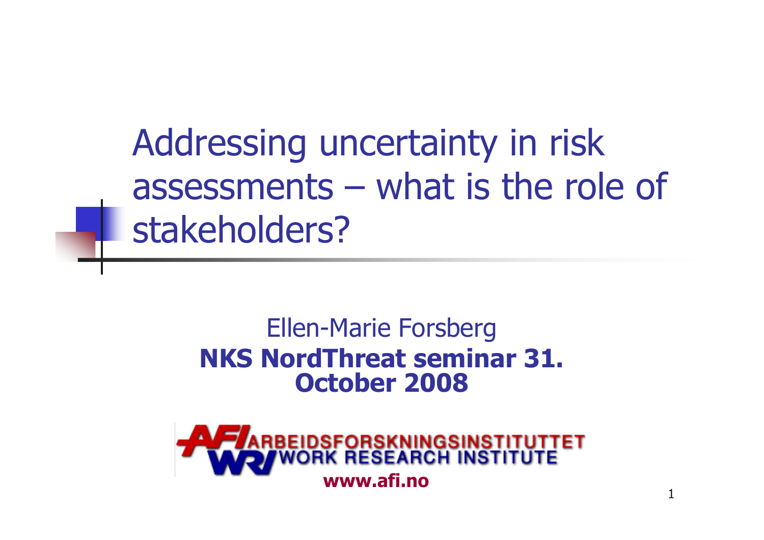# Addressing uncertainty in risk assessments – what is the role of stakeholders?

Ellen-Marie Forsberg

**NKS NordThreat seminar 31. October 2008**

ARBEIDSFORSKNINGSINSTITUTTET
WORK RESEARCH INSTITUTE

**www.afi.no**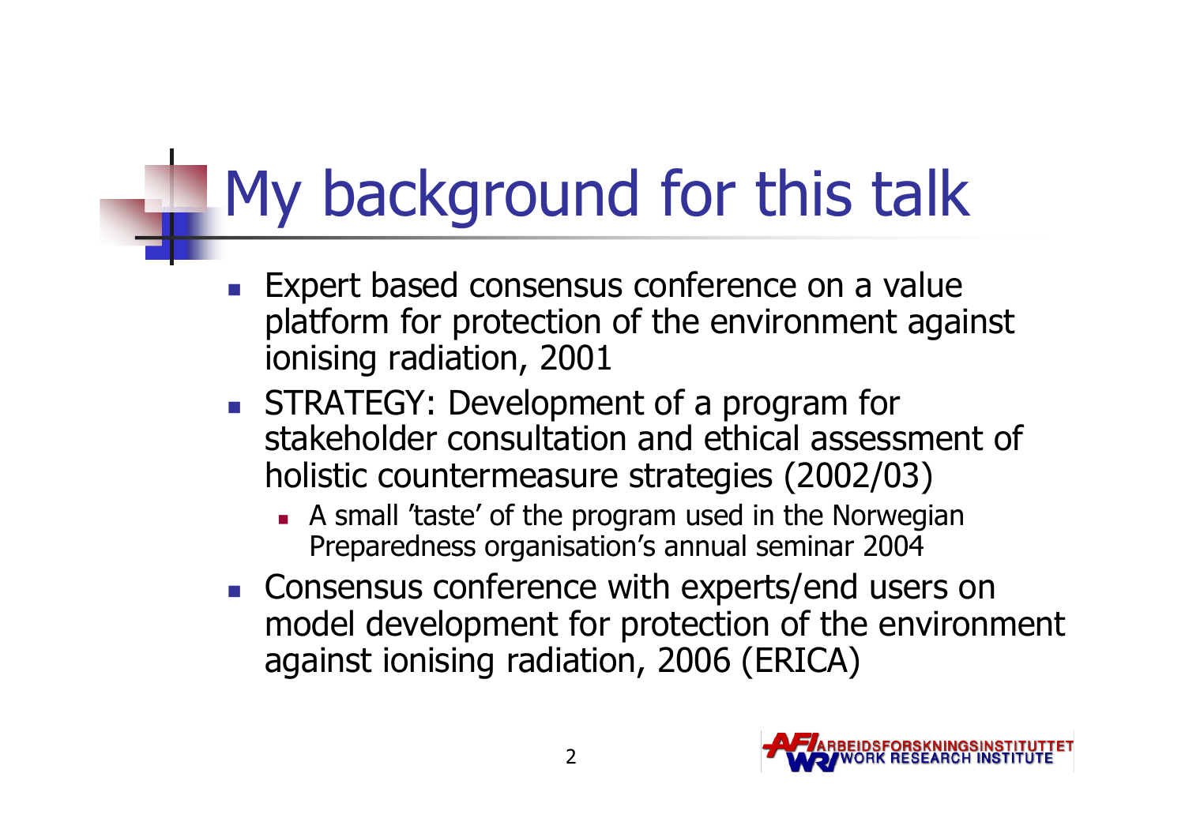# My background for this talk

- Expert based consensus conference on a value platform for protection of the environment against ionising radiation, 2001
- STRATEGY: Development of a program for stakeholder consultation and ethical assessment of holistic countermeasure strategies (2002/03)
  - A small 'taste' of the program used in the Norwegian Preparedness organisation's annual seminar 2004
- Consensus conference with experts/end users on model development for protection of the environment against ionising radiation, 2006 (ERICA)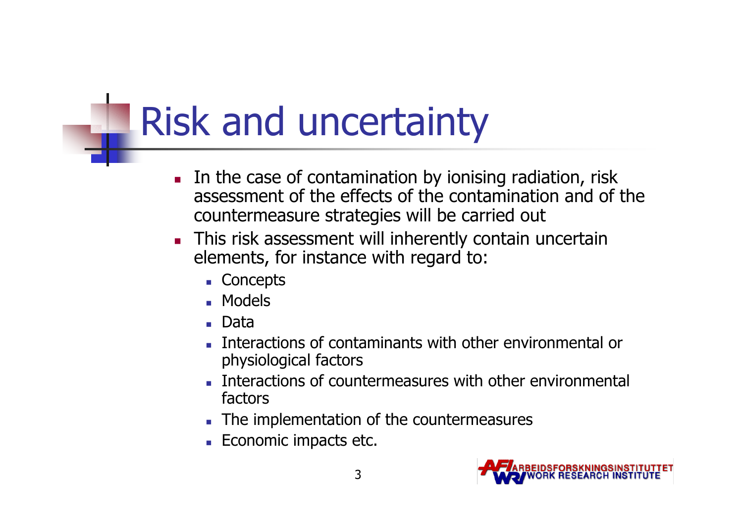# Risk and uncertainty

- In the case of contamination by ionising radiation, risk assessment of the effects of the contamination and of the countermeasure strategies will be carried out
- This risk assessment will inherently contain uncertain elements, for instance with regard to:
  - Concepts
  - Models
  - Data
  - Interactions of contaminants with other environmental or physiological factors
  - Interactions of countermeasures with other environmental factors
  - The implementation of the countermeasures
  - Economic impacts etc.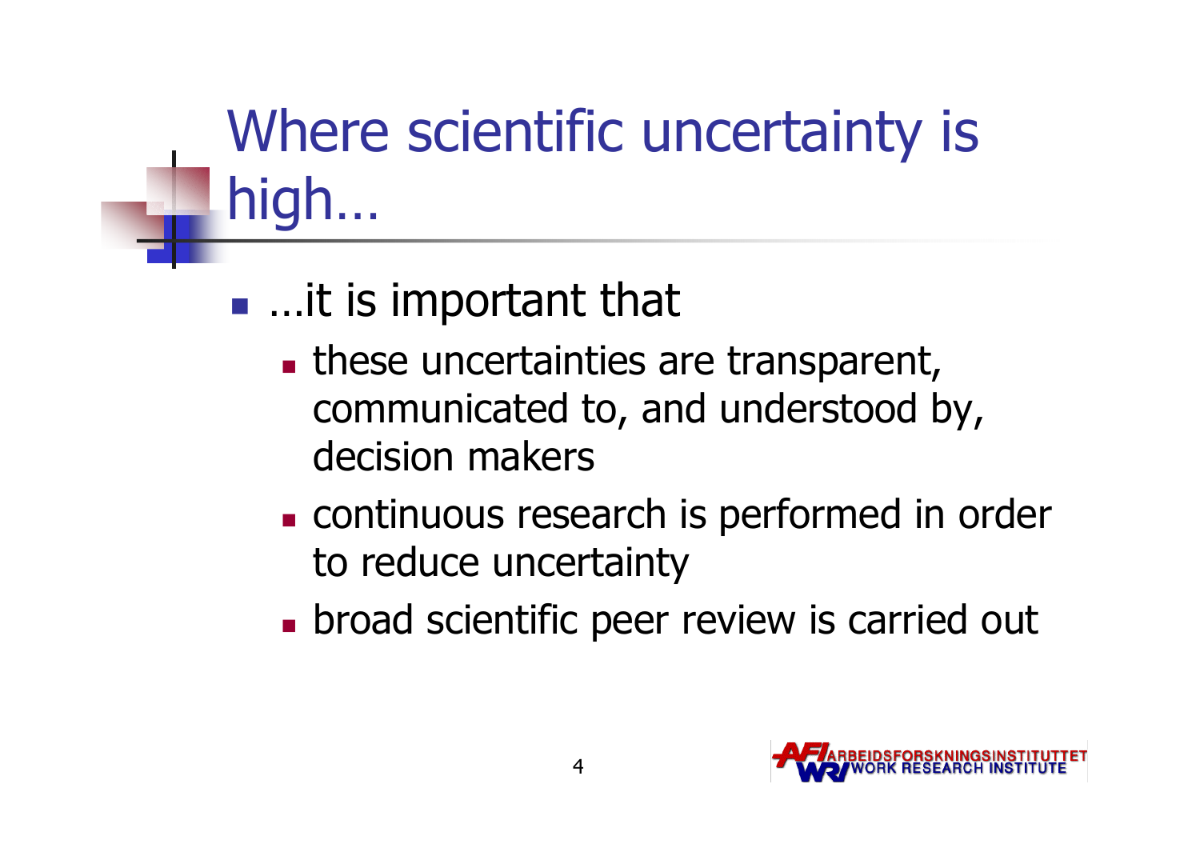# Where scientific uncertainty is high…

- …it is important that
  - these uncertainties are transparent, communicated to, and understood by, decision makers
  - continuous research is performed in order to reduce uncertainty
  - broad scientific peer review is carried out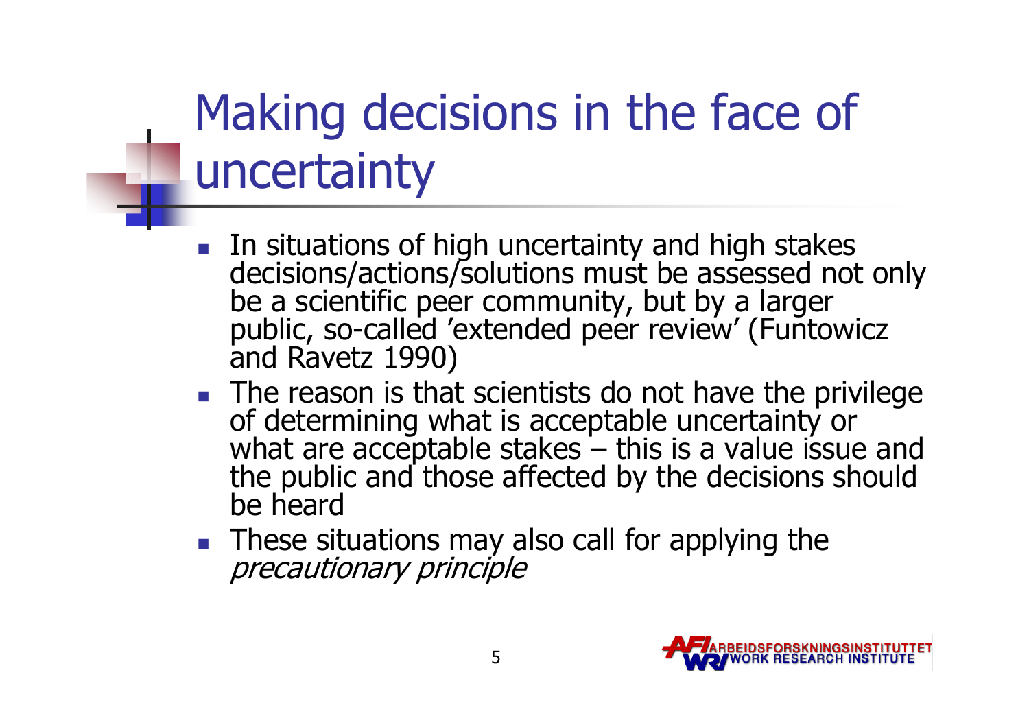# Making decisions in the face of uncertainty

- In situations of high uncertainty and high stakes decisions/actions/solutions must be assessed not only be a scientific peer community, but by a larger public, so-called 'extended peer review' (Funtowicz and Ravetz 1990)
- The reason is that scientists do not have the privilege of determining what is acceptable uncertainty or what are acceptable stakes – this is a value issue and the public and those affected by the decisions should be heard
- These situations may also call for applying the *precautionary principle*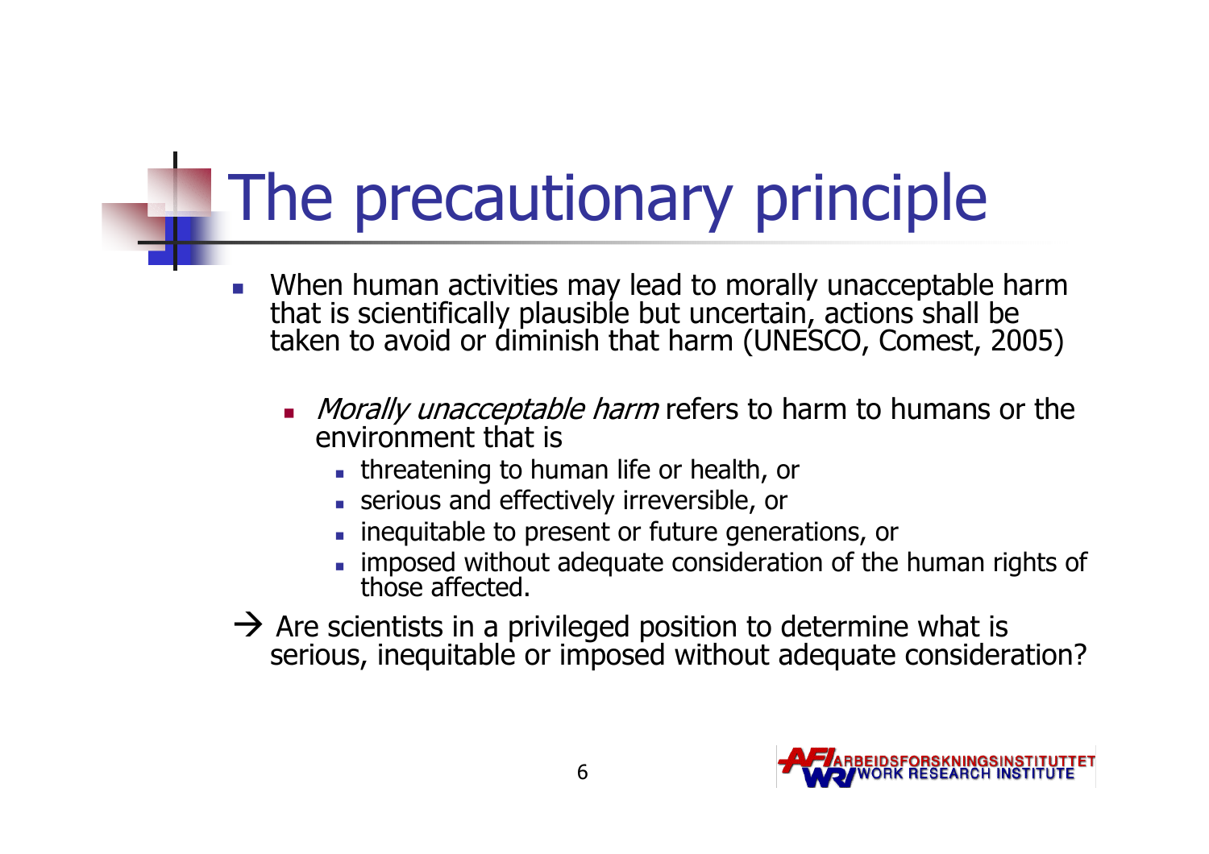# The precautionary principle

- When human activities may lead to morally unacceptable harm that is scientifically plausible but uncertain, actions shall be taken to avoid or diminish that harm (UNESCO, Comest, 2005)
  - *Morally unacceptable harm* refers to harm to humans or the environment that is
    - threatening to human life or health, or
    - serious and effectively irreversible, or
    - inequitable to present or future generations, or
    - imposed without adequate consideration of the human rights of those affected.

→ Are scientists in a privileged position to determine what is serious, inequitable or imposed without adequate consideration?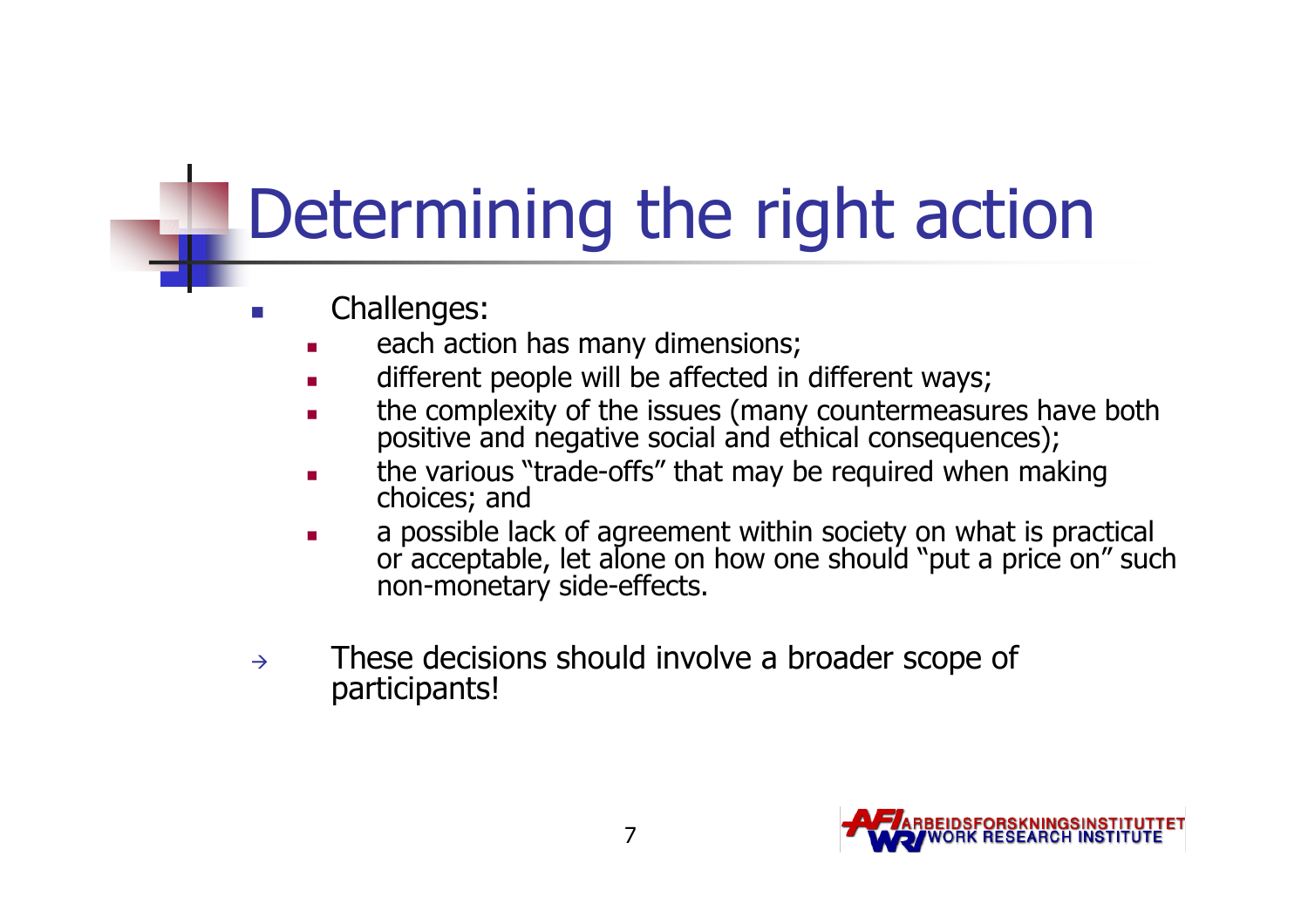# Determining the right action

- Challenges:
  - each action has many dimensions;
  - different people will be affected in different ways;
  - the complexity of the issues (many countermeasures have both positive and negative social and ethical consequences);
  - the various "trade-offs" that may be required when making choices; and
  - a possible lack of agreement within society on what is practical or acceptable, let alone on how one should "put a price on" such non-monetary side-effects.

→ These decisions should involve a broader scope of participants!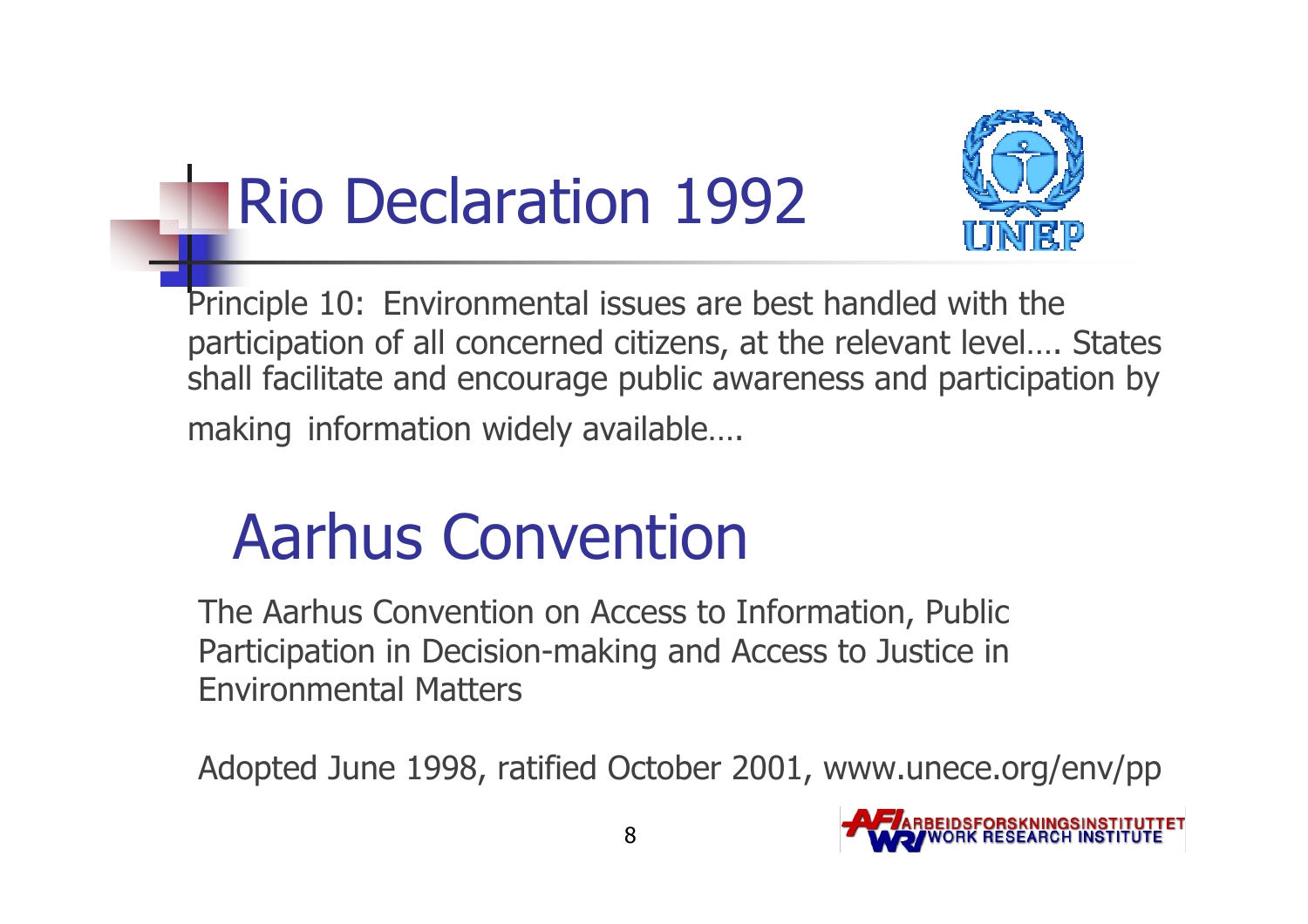# Rio Declaration 1992

Principle 10: Environmental issues are best handled with the participation of all concerned citizens, at the relevant level…. States shall facilitate and encourage public awareness and participation by making information widely available….

# Aarhus Convention

The Aarhus Convention on Access to Information, Public Participation in Decision-making and Access to Justice in Environmental Matters

Adopted June 1998, ratified October 2001, www.unece.org/env/pp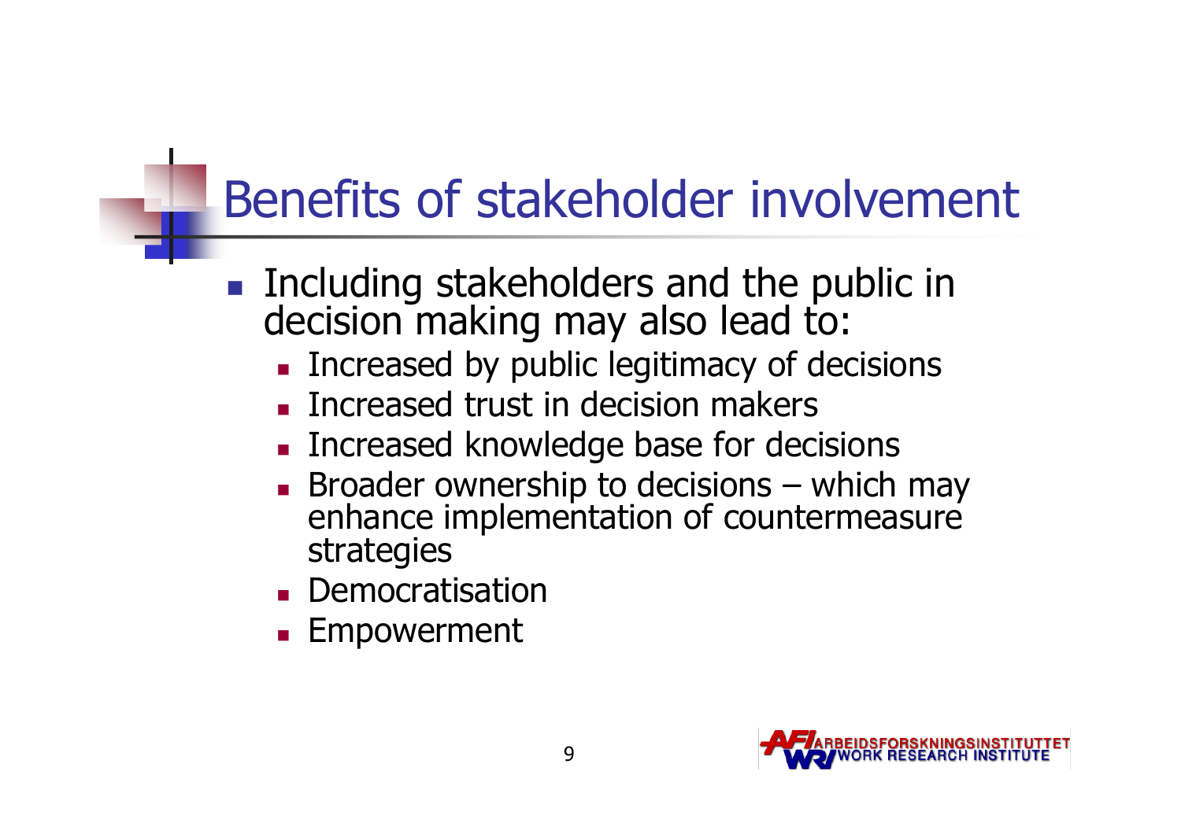# Benefits of stakeholder involvement

- Including stakeholders and the public in decision making may also lead to:
  - Increased by public legitimacy of decisions
  - Increased trust in decision makers
  - Increased knowledge base for decisions
  - Broader ownership to decisions – which may enhance implementation of countermeasure strategies
  - Democratisation
  - Empowerment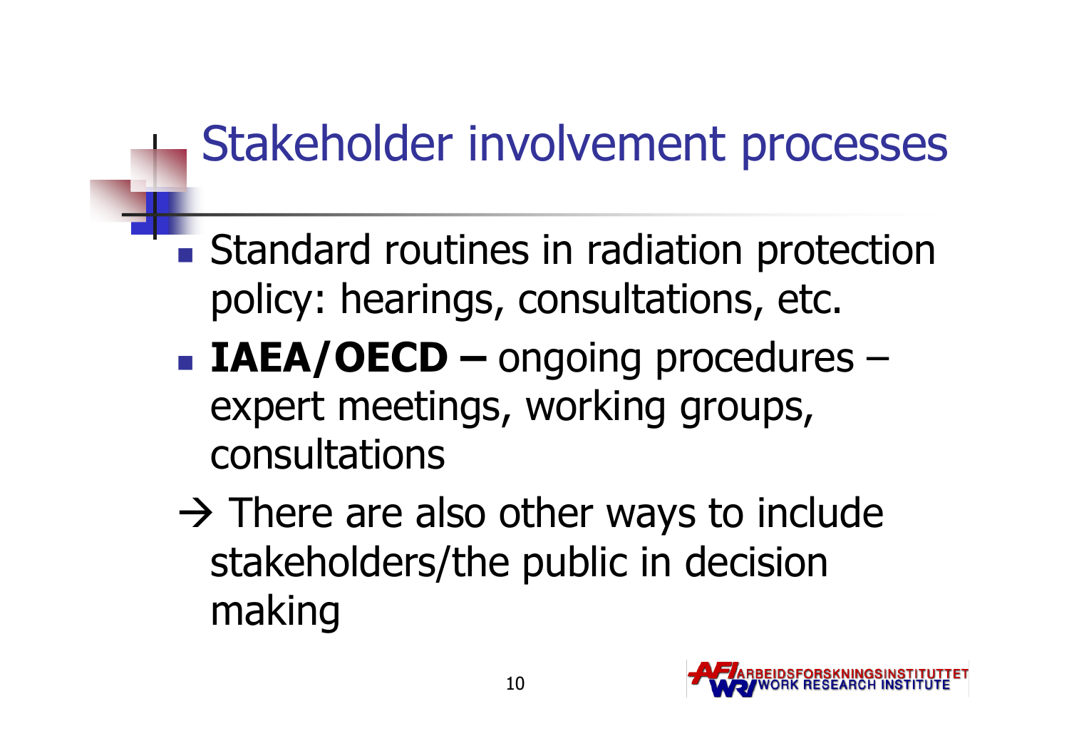# Stakeholder involvement processes

- Standard routines in radiation protection policy: hearings, consultations, etc.
- **IAEA/OECD –** ongoing procedures – expert meetings, working groups, consultations

→ There are also other ways to include stakeholders/the public in decision making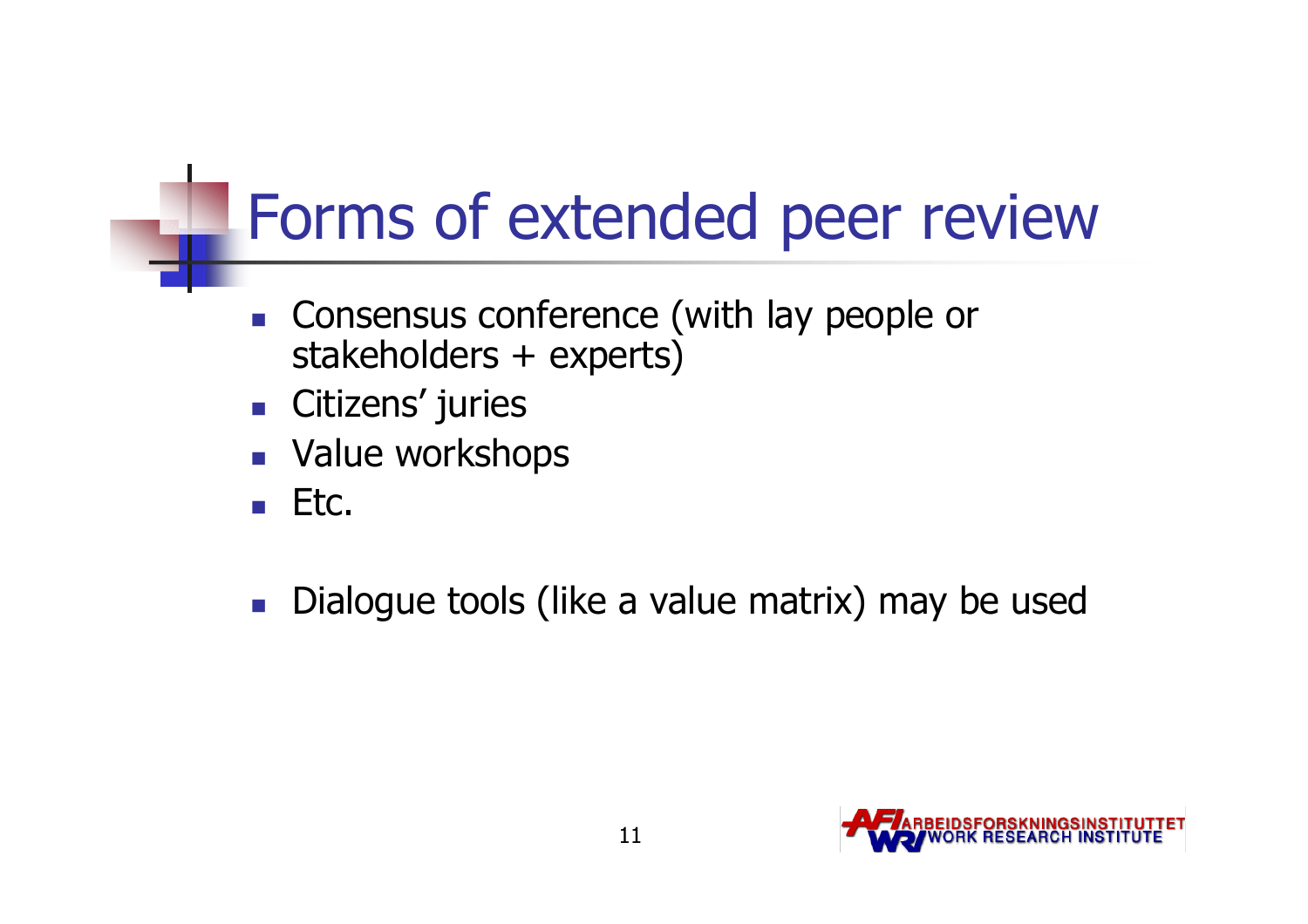# Forms of extended peer review

- Consensus conference (with lay people or stakeholders + experts)
- Citizens' juries
- Value workshops
- Etc.

- Dialogue tools (like a value matrix) may be used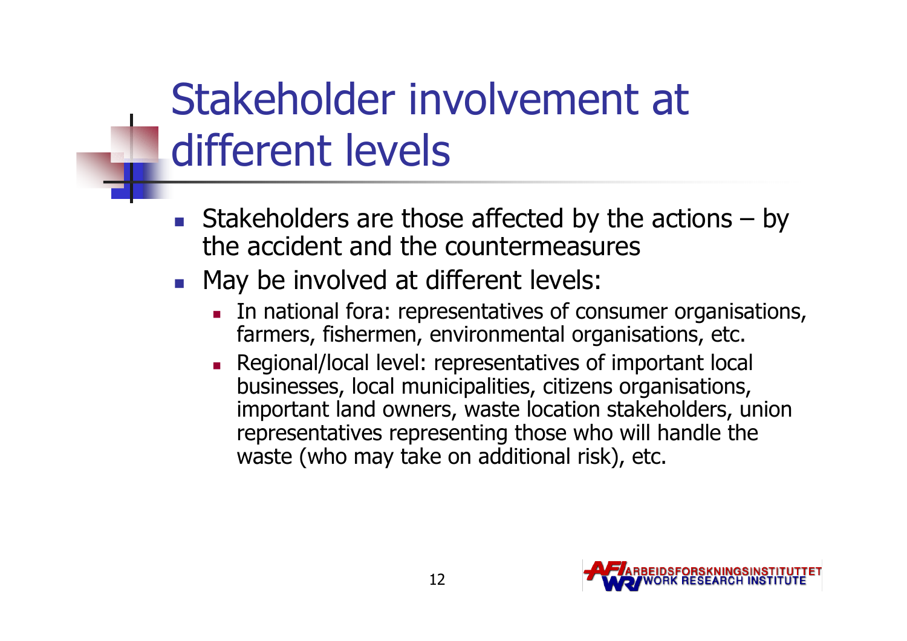# Stakeholder involvement at different levels

- Stakeholders are those affected by the actions – by the accident and the countermeasures
- May be involved at different levels:
  - In national fora: representatives of consumer organisations, farmers, fishermen, environmental organisations, etc.
  - Regional/local level: representatives of important local businesses, local municipalities, citizens organisations, important land owners, waste location stakeholders, union representatives representing those who will handle the waste (who may take on additional risk), etc.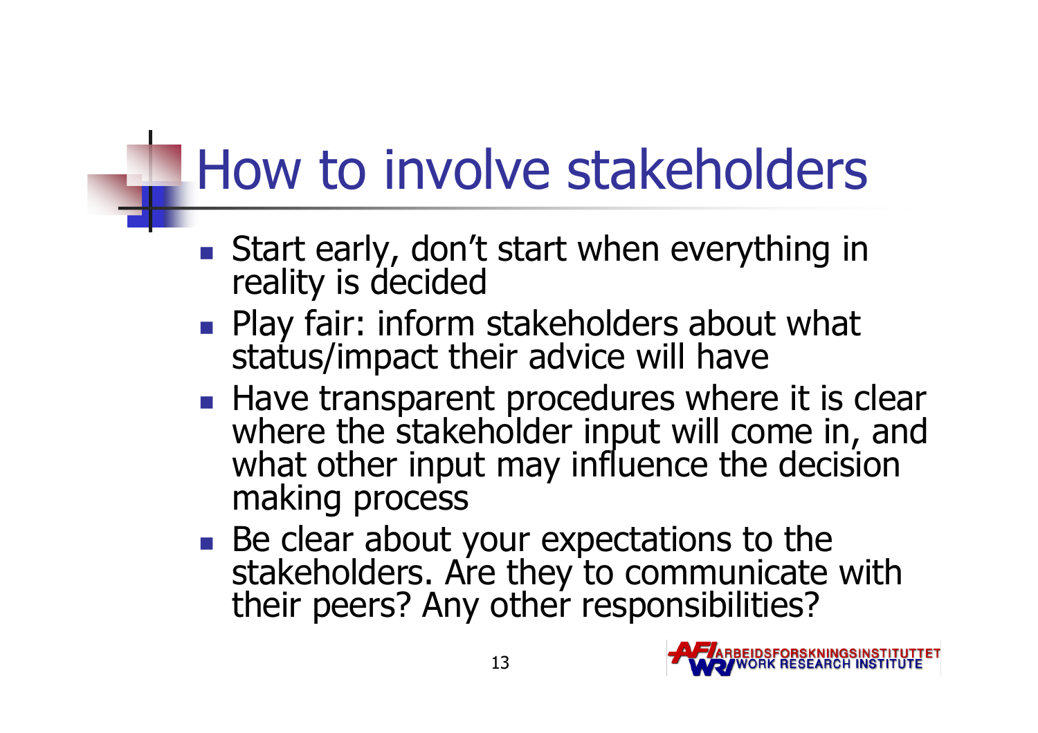# How to involve stakeholders

- Start early, don't start when everything in reality is decided
- Play fair: inform stakeholders about what status/impact their advice will have
- Have transparent procedures where it is clear where the stakeholder input will come in, and what other input may influence the decision making process
- Be clear about your expectations to the stakeholders. Are they to communicate with their peers? Any other responsibilities?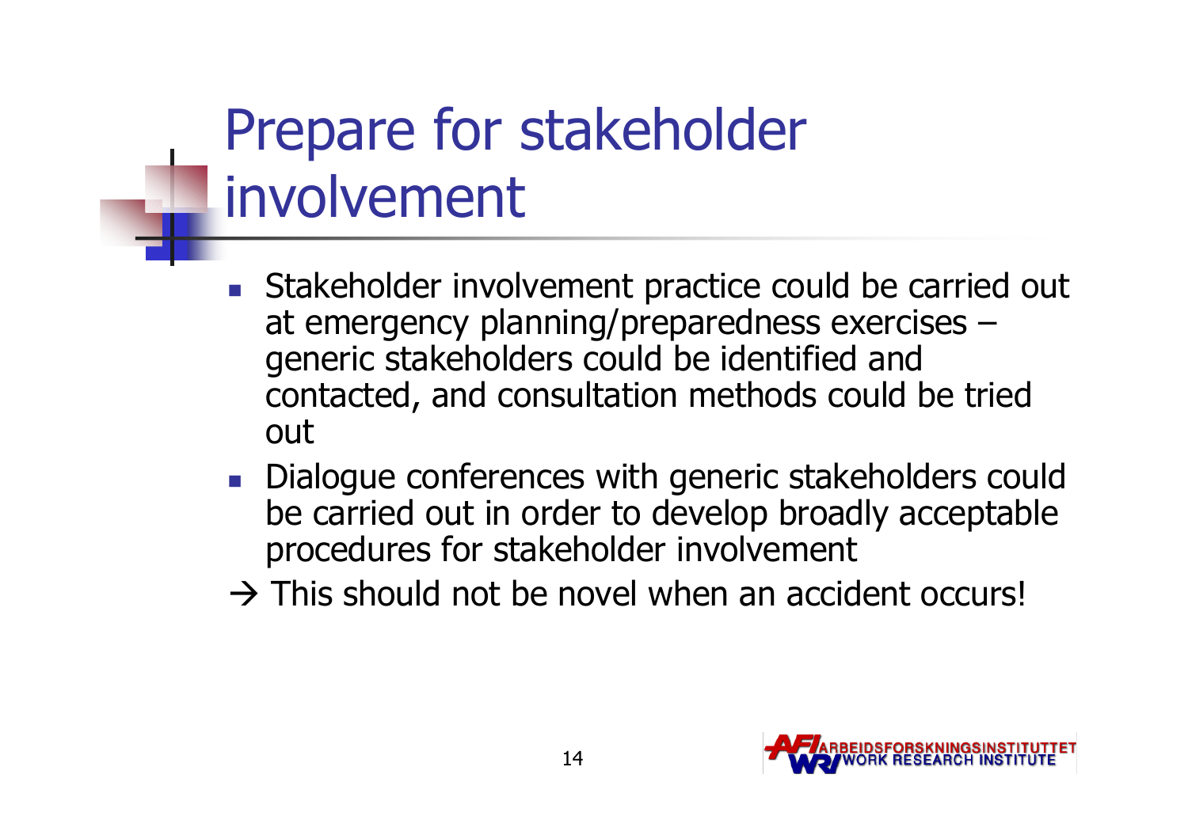# Prepare for stakeholder involvement

- Stakeholder involvement practice could be carried out at emergency planning/preparedness exercises – generic stakeholders could be identified and contacted, and consultation methods could be tried out
- Dialogue conferences with generic stakeholders could be carried out in order to develop broadly acceptable procedures for stakeholder involvement

→ This should not be novel when an accident occurs!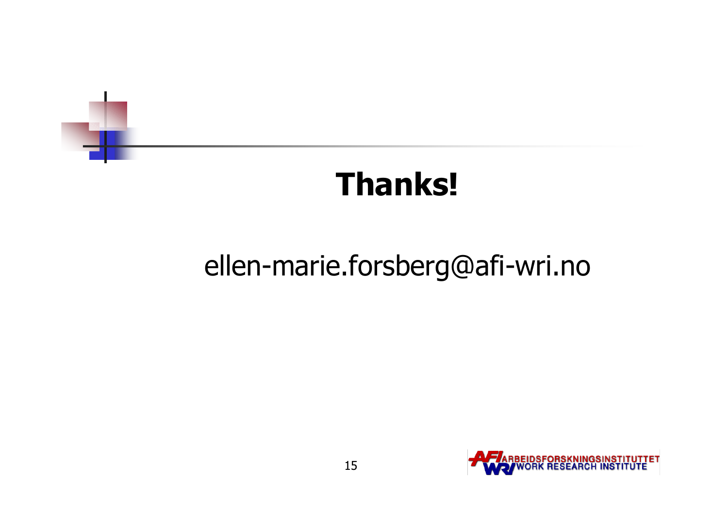# Thanks!

ellen-marie.forsberg@afi-wri.no